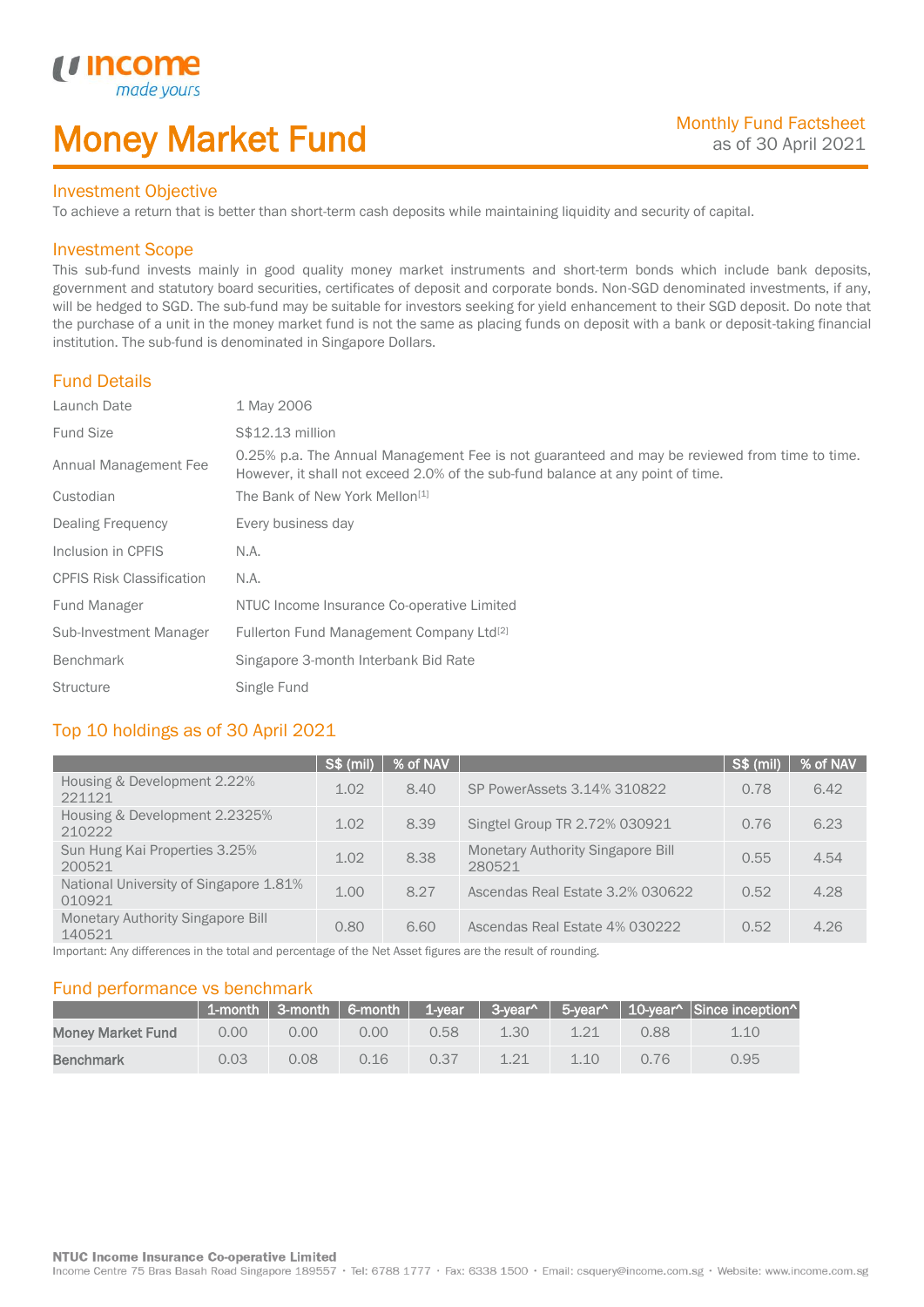# Money Market Fund

Monthly Fund Factsheet
as of 30 April 2021

## Investment Objective

To achieve a return that is better than short-term cash deposits while maintaining liquidity and security of capital.

## Investment Scope

This sub-fund invests mainly in good quality money market instruments and short-term bonds which include bank deposits, government and statutory board securities, certificates of deposit and corporate bonds. Non-SGD denominated investments, if any, will be hedged to SGD. The sub-fund may be suitable for investors seeking for yield enhancement to their SGD deposit. Do note that the purchase of a unit in the money market fund is not the same as placing funds on deposit with a bank or deposit-taking financial institution. The sub-fund is denominated in Singapore Dollars.

## Fund Details

| | |
|---|---|
| Launch Date | 1 May 2006 |
| Fund Size | S$12.13 million |
| Annual Management Fee | 0.25% p.a. The Annual Management Fee is not guaranteed and may be reviewed from time to time. However, it shall not exceed 2.0% of the sub-fund balance at any point of time. |
| Custodian | The Bank of New York Mellon[1] |
| Dealing Frequency | Every business day |
| Inclusion in CPFIS | N.A. |
| CPFIS Risk Classification | N.A. |
| Fund Manager | NTUC Income Insurance Co-operative Limited |
| Sub-Investment Manager | Fullerton Fund Management Company Ltd[2] |
| Benchmark | Singapore 3-month Interbank Bid Rate |
| Structure | Single Fund |

## Top 10 holdings as of 30 April 2021

| | S$ (mil) | % of NAV | | S$ (mil) | % of NAV |
|---|---|---|---|---|---|
| Housing & Development 2.22% 221121 | 1.02 | 8.40 | SP PowerAssets 3.14% 310822 | 0.78 | 6.42 |
| Housing & Development 2.2325% 210222 | 1.02 | 8.39 | Singtel Group TR 2.72% 030921 | 0.76 | 6.23 |
| Sun Hung Kai Properties 3.25% 200521 | 1.02 | 8.38 | Monetary Authority Singapore Bill 280521 | 0.55 | 4.54 |
| National University of Singapore 1.81% 010921 | 1.00 | 8.27 | Ascendas Real Estate 3.2% 030622 | 0.52 | 4.28 |
| Monetary Authority Singapore Bill 140521 | 0.80 | 6.60 | Ascendas Real Estate 4% 030222 | 0.52 | 4.26 |

Important: Any differences in the total and percentage of the Net Asset figures are the result of rounding.

## Fund performance vs benchmark

| | 1-month | 3-month | 6-month | 1-year | 3-year^ | 5-year^ | 10-year^ | Since inception^ |
|---|---|---|---|---|---|---|---|---|
| **Money Market Fund** | 0.00 | 0.00 | 0.00 | 0.58 | 1.30 | 1.21 | 0.88 | 1.10 |
| **Benchmark** | 0.03 | 0.08 | 0.16 | 0.37 | 1.21 | 1.10 | 0.76 | 0.95 |

**NTUC Income Insurance Co-operative Limited**
Income Centre 75 Bras Basah Road Singapore 189557 • Tel: 6788 1777 • Fax: 6338 1500 • Email: csquery@income.com.sg • Website: www.income.com.sg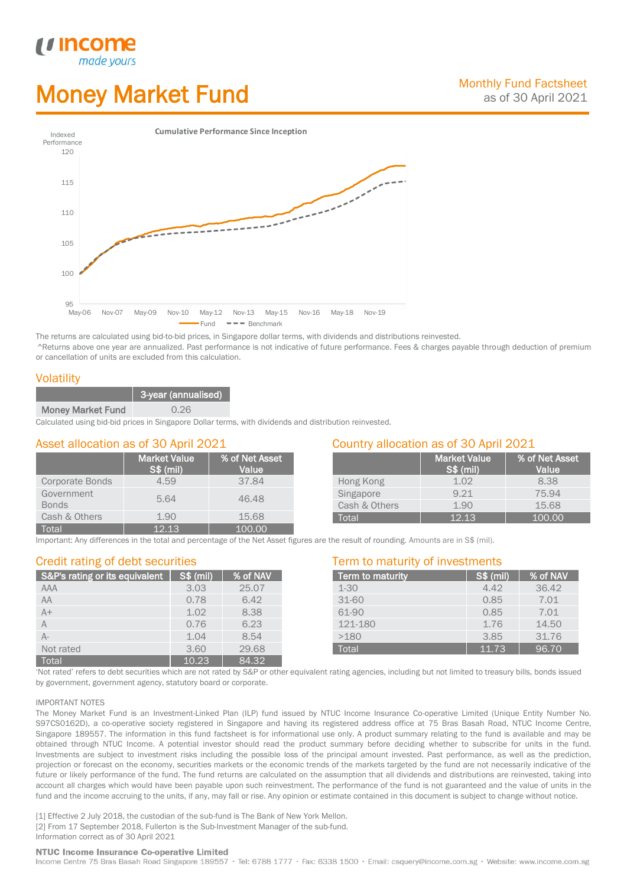income made yours

# Money Market Fund

Monthly Fund Factsheet
as of 30 April 2021

Cumulative Performance Since Inception

Indexed Performance

120
115
110
105
100
95

May-06 Nov-07 May-09 Nov-10 May-12 Nov-13 May-15 Nov-16 May-18 Nov-19

Fund Benchmark

The returns are calculated using bid-to-bid prices, in Singapore dollar terms, with dividends and distributions reinvested.
^Returns above one year are annualized. Past performance is not indicative of future performance. Fees & charges payable through deduction of premium or cancellation of units are excluded from this calculation.

## Volatility

| | 3-year (annualised) |
|---|---|
| Money Market Fund | 0.26 |

Calculated using bid-bid prices in Singapore Dollar terms, with dividends and distribution reinvested.

## Asset allocation as of 30 April 2021

| | Market Value S$ (mil) | % of Net Asset Value |
|---|---|---|
| Corporate Bonds | 4.59 | 37.84 |
| Government Bonds | 5.64 | 46.48 |
| Cash & Others | 1.90 | 15.68 |
| Total | 12.13 | 100.00 |

## Country allocation as of 30 April 2021

| | Market Value S$ (mil) | % of Net Asset Value |
|---|---|---|
| Hong Kong | 1.02 | 8.38 |
| Singapore | 9.21 | 75.94 |
| Cash & Others | 1.90 | 15.68 |
| Total | 12.13 | 100.00 |

Important: Any differences in the total and percentage of the Net Asset figures are the result of rounding. Amounts are in S$ (mil).

## Credit rating of debt securities

| S&P's rating or its equivalent | S$ (mil) | % of NAV |
|---|---|---|
| AAA | 3.03 | 25.07 |
| AA | 0.78 | 6.42 |
| A+ | 1.02 | 8.38 |
| A | 0.76 | 6.23 |
| A- | 1.04 | 8.54 |
| Not rated | 3.60 | 29.68 |
| Total | 10.23 | 84.32 |

## Term to maturity of investments

| Term to maturity | S$ (mil) | % of NAV |
|---|---|---|
| 1-30 | 4.42 | 36.42 |
| 31-60 | 0.85 | 7.01 |
| 61-90 | 0.85 | 7.01 |
| 121-180 | 1.76 | 14.50 |
| >180 | 3.85 | 31.76 |
| Total | 11.73 | 96.70 |

'Not rated' refers to debt securities which are not rated by S&P or other equivalent rating agencies, including but not limited to treasury bills, bonds issued by government, government agency, statutory board or corporate.

IMPORTANT NOTES

The Money Market Fund is an Investment-Linked Plan (ILP) fund issued by NTUC Income Insurance Co-operative Limited (Unique Entity Number No. S97CS0162D), a co-operative society registered in Singapore and having its registered address office at 75 Bras Basah Road, NTUC Income Centre, Singapore 189557. The information in this fund factsheet is for informational use only. A product summary relating to the fund is available and may be obtained through NTUC Income. A potential investor should read the product summary before deciding whether to subscribe for units in the fund. Investments are subject to investment risks including the possible loss of the principal amount invested. Past performance, as well as the prediction, projection or forecast on the economy, securities markets or the economic trends of the markets targeted by the fund are not necessarily indicative of the future or likely performance of the fund. The fund returns are calculated on the assumption that all dividends and distributions are reinvested, taking into account all charges which would have been payable upon such reinvestment. The performance of the fund is not guaranteed and the value of units in the fund and the income accruing to the units, if any, may fall or rise. Any opinion or estimate contained in this document is subject to change without notice.

[1] Effective 2 July 2018, the custodian of the sub-fund is The Bank of New York Mellon.
[2] From 17 September 2018, Fullerton is the Sub-Investment Manager of the sub-fund.
Information correct as of 30 April 2021

**NTUC Income Insurance Co-operative Limited**
Income Centre 75 Bras Basah Road Singapore 189557 • Tel: 6788 1777 • Fax: 6338 1500 • Email: csquery@income.com.sg • Website: www.income.com.sg